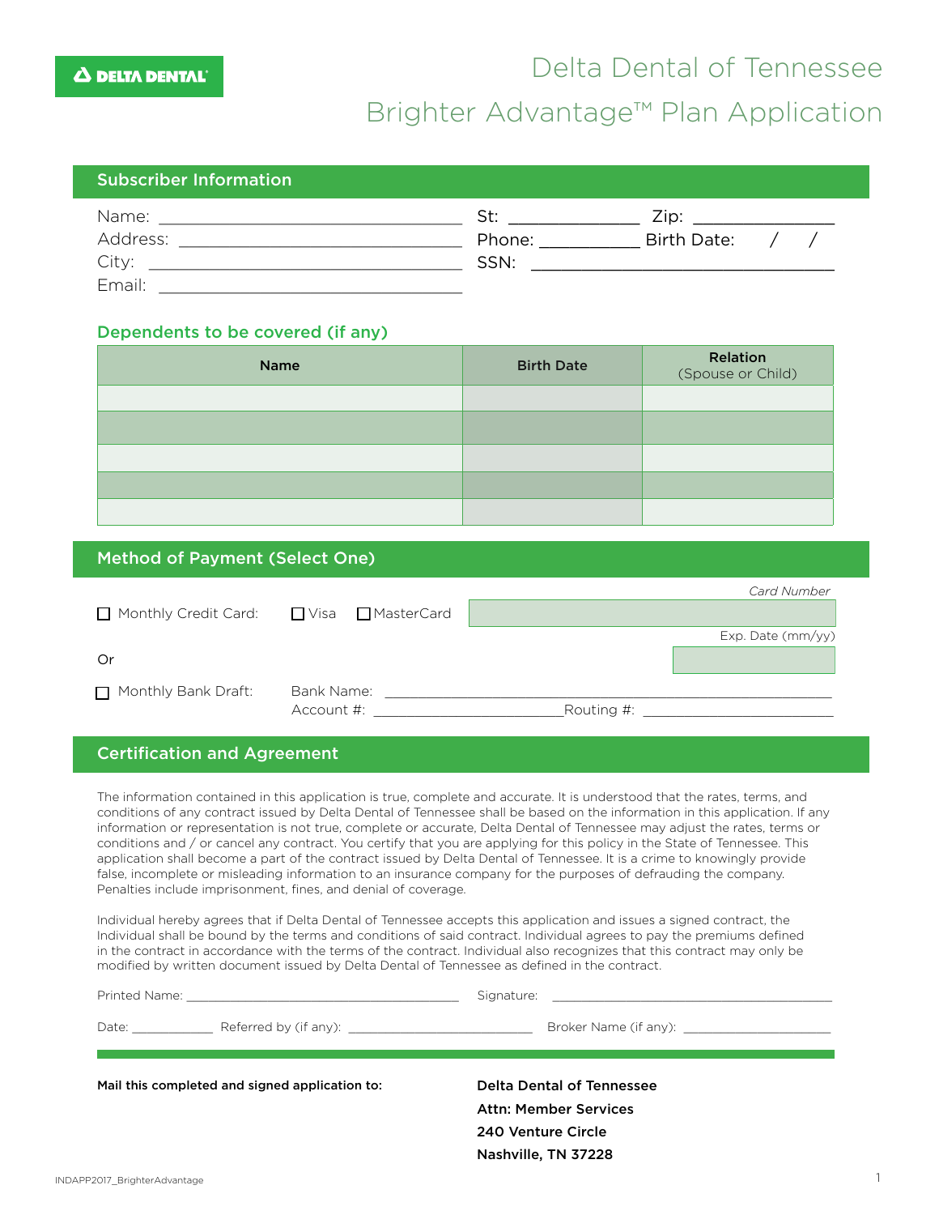DELTA DENTAL

# Delta Dental of Tennessee

# Brighter Advantage™ Plan Application

## Subscriber Information

Name: ______________________________ St: ____________ Zip: ______________

Address: ____________________________ Phone: __________ Birth Date: / /

City: ______________________________ SSN: ______________________________

Email: ______________________________

### Dependents to be covered (if any)

| Name | Birth Date | Relation (Spouse or Child) |
|---|---|---|
| | | |
| | | |
| | | |
| | | |
| | | |

## Method of Payment (Select One)

☐ Monthly Credit Card: ☐ Visa ☐ MasterCard

*Card Number* ____________________

Exp. Date (mm/yy) __________

Or

☐ Monthly Bank Draft: Bank Name: ______________________________

Account #: ____________________ Routing #: ____________________

## Certification and Agreement

The information contained in this application is true, complete and accurate. It is understood that the rates, terms, and conditions of any contract issued by Delta Dental of Tennessee shall be based on the information in this application. If any information or representation is not true, complete or accurate, Delta Dental of Tennessee may adjust the rates, terms or conditions and / or cancel any contract. You certify that you are applying for this policy in the State of Tennessee. This application shall become a part of the contract issued by Delta Dental of Tennessee. It is a crime to knowingly provide false, incomplete or misleading information to an insurance company for the purposes of defrauding the company. Penalties include imprisonment, fines, and denial of coverage.

Individual hereby agrees that if Delta Dental of Tennessee accepts this application and issues a signed contract, the Individual shall be bound by the terms and conditions of said contract. Individual agrees to pay the premiums defined in the contract in accordance with the terms of the contract. Individual also recognizes that this contract may only be modified by written document issued by Delta Dental of Tennessee as defined in the contract.

Printed Name: ______________________________ Signature: ______________________________

Date: __________ Referred by (if any): ____________________ Broker Name (if any): ____________________

**Mail this completed and signed application to:**

**Delta Dental of Tennessee**
**Attn: Member Services**
**240 Venture Circle**
**Nashville, TN 37228**

INDAPP2017_BrighterAdvantage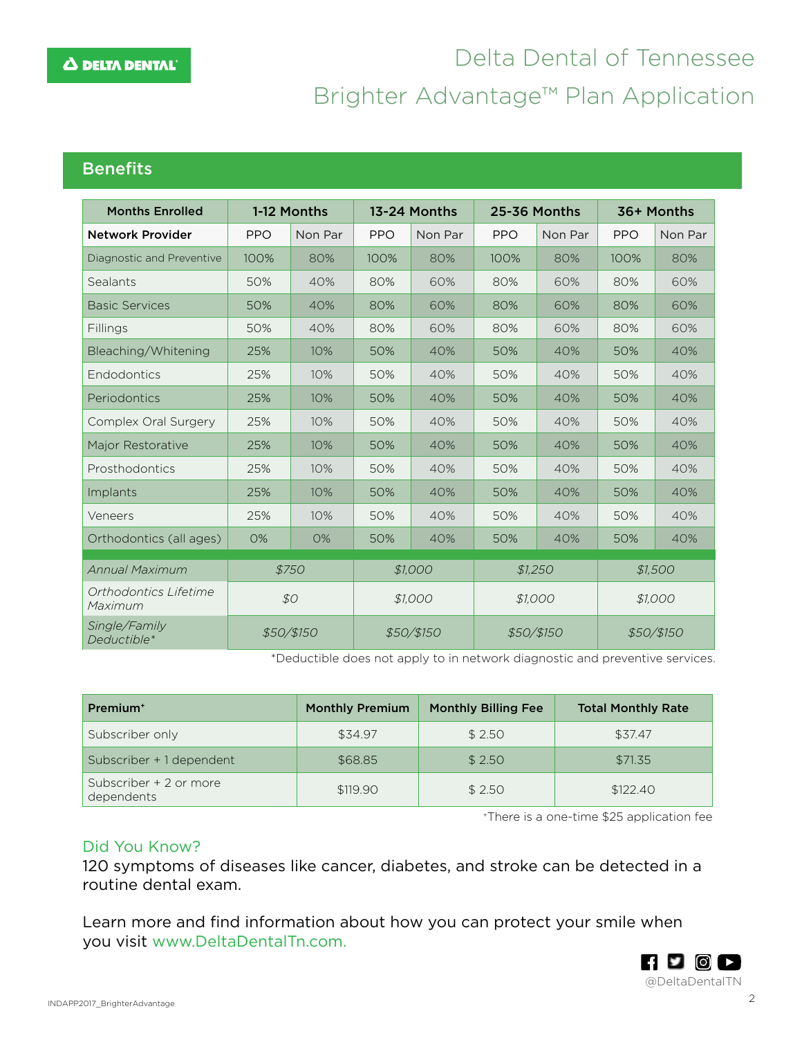# Delta Dental of Tennessee

# Brighter Advantage™ Plan Application

## Benefits

| Months Enrolled | 1-12 Months | | 13-24 Months | | 25-36 Months | | 36+ Months | |
|---|---|---|---|---|---|---|---|---|
| **Network Provider** | PPO | Non Par | PPO | Non Par | PPO | Non Par | PPO | Non Par |
| Diagnostic and Preventive | 100% | 80% | 100% | 80% | 100% | 80% | 100% | 80% |
| Sealants | 50% | 40% | 80% | 60% | 80% | 60% | 80% | 60% |
| Basic Services | 50% | 40% | 80% | 60% | 80% | 60% | 80% | 60% |
| Fillings | 50% | 40% | 80% | 60% | 80% | 60% | 80% | 60% |
| Bleaching/Whitening | 25% | 10% | 50% | 40% | 50% | 40% | 50% | 40% |
| Endodontics | 25% | 10% | 50% | 40% | 50% | 40% | 50% | 40% |
| Periodontics | 25% | 10% | 50% | 40% | 50% | 40% | 50% | 40% |
| Complex Oral Surgery | 25% | 10% | 50% | 40% | 50% | 40% | 50% | 40% |
| Major Restorative | 25% | 10% | 50% | 40% | 50% | 40% | 50% | 40% |
| Prosthodontics | 25% | 10% | 50% | 40% | 50% | 40% | 50% | 40% |
| Implants | 25% | 10% | 50% | 40% | 50% | 40% | 50% | 40% |
| Veneers | 25% | 10% | 50% | 40% | 50% | 40% | 50% | 40% |
| Orthodontics (all ages) | 0% | 0% | 50% | 40% | 50% | 40% | 50% | 40% |
| *Annual Maximum* | *$750* | | *$1,000* | | *$1,250* | | *$1,500* | |
| *Orthodontics Lifetime Maximum* | *$0* | | *$1,000* | | *$1,000* | | *$1,000* | |
| *Single/Family Deductible** | *$50/$150* | | *$50/$150* | | *$50/$150* | | *$50/$150* | |

*Deductible does not apply to in network diagnostic and preventive services.

| Premium+ | Monthly Premium | Monthly Billing Fee | Total Monthly Rate |
|---|---|---|---|
| Subscriber only | $34.97 | $ 2.50 | $37.47 |
| Subscriber + 1 dependent | $68.85 | $ 2.50 | $71.35 |
| Subscriber + 2 or more dependents | $119.90 | $ 2.50 | $122.40 |

+There is a one-time $25 application fee

### Did You Know?

120 symptoms of diseases like cancer, diabetes, and stroke can be detected in a routine dental exam.

Learn more and find information about how you can protect your smile when you visit www.DeltaDentalTn.com.

@DeltaDentalTN

INDAPP2017_BrighterAdvantage